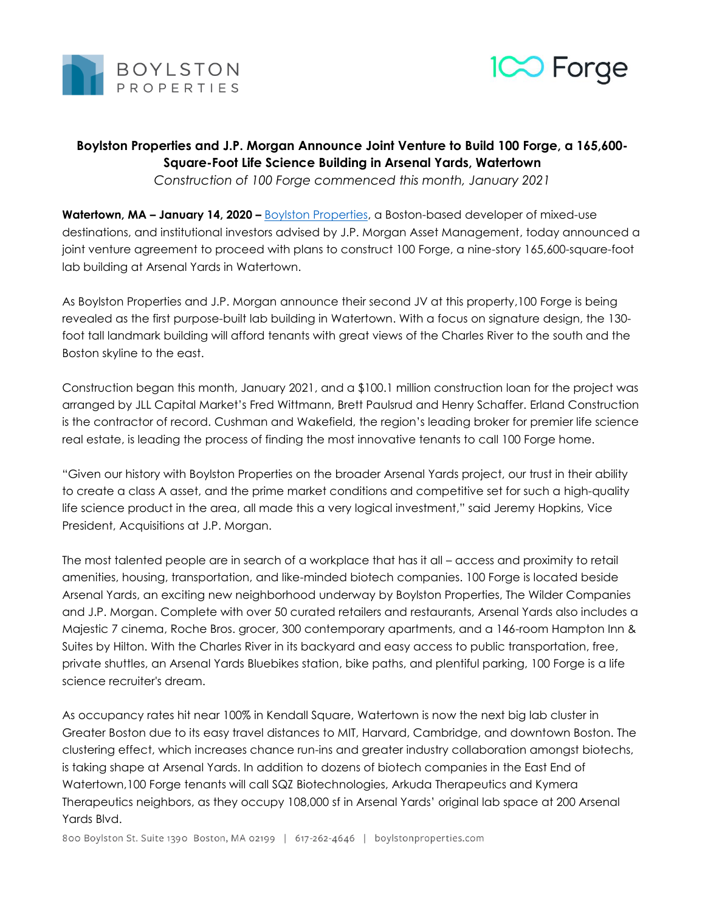**Boylston Properties and J.P. Morgan Announce Joint Venture to Build 100 Forge, a 165,600-Square-Foot Life Science Building in Arsenal Yards, Watertown**

*Construction of 100 Forge commenced this month, January 2021*

**Watertown, MA – January 14, 2020 –** [Boylston Properties](), a Boston-based developer of mixed-use destinations, and institutional investors advised by J.P. Morgan Asset Management, today announced a joint venture agreement to proceed with plans to construct 100 Forge, a nine-story 165,600-square-foot lab building at Arsenal Yards in Watertown.

As Boylston Properties and J.P. Morgan announce their second JV at this property,100 Forge is being revealed as the first purpose-built lab building in Watertown. With a focus on signature design, the 130-foot tall landmark building will afford tenants with great views of the Charles River to the south and the Boston skyline to the east.

Construction began this month, January 2021, and a $100.1 million construction loan for the project was arranged by JLL Capital Market's Fred Wittmann, Brett Paulsrud and Henry Schaffer. Erland Construction is the contractor of record. Cushman and Wakefield, the region's leading broker for premier life science real estate, is leading the process of finding the most innovative tenants to call 100 Forge home.

"Given our history with Boylston Properties on the broader Arsenal Yards project, our trust in their ability to create a class A asset, and the prime market conditions and competitive set for such a high-quality life science product in the area, all made this a very logical investment," said Jeremy Hopkins, Vice President, Acquisitions at J.P. Morgan.

The most talented people are in search of a workplace that has it all – access and proximity to retail amenities, housing, transportation, and like-minded biotech companies. 100 Forge is located beside Arsenal Yards, an exciting new neighborhood underway by Boylston Properties, The Wilder Companies and J.P. Morgan. Complete with over 50 curated retailers and restaurants, Arsenal Yards also includes a Majestic 7 cinema, Roche Bros. grocer, 300 contemporary apartments, and a 146-room Hampton Inn & Suites by Hilton. With the Charles River in its backyard and easy access to public transportation, free, private shuttles, an Arsenal Yards Bluebikes station, bike paths, and plentiful parking, 100 Forge is a life science recruiter's dream.

As occupancy rates hit near 100% in Kendall Square, Watertown is now the next big lab cluster in Greater Boston due to its easy travel distances to MIT, Harvard, Cambridge, and downtown Boston. The clustering effect, which increases chance run-ins and greater industry collaboration amongst biotechs, is taking shape at Arsenal Yards. In addition to dozens of biotech companies in the East End of Watertown,100 Forge tenants will call SQZ Biotechnologies, Arkuda Therapeutics and Kymera Therapeutics neighbors, as they occupy 108,000 sf in Arsenal Yards' original lab space at 200 Arsenal Yards Blvd.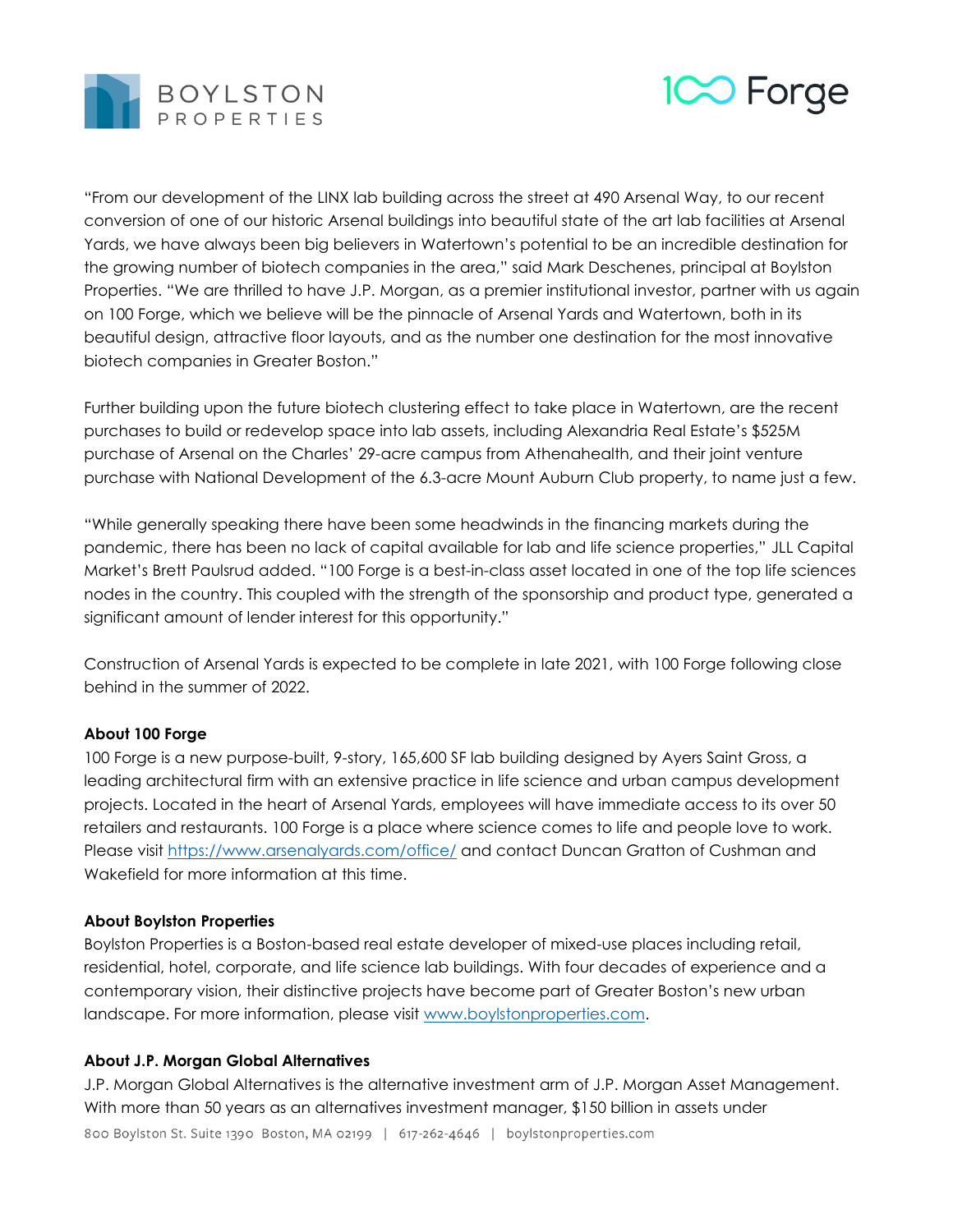"From our development of the LINX lab building across the street at 490 Arsenal Way, to our recent conversion of one of our historic Arsenal buildings into beautiful state of the art lab facilities at Arsenal Yards, we have always been big believers in Watertown's potential to be an incredible destination for the growing number of biotech companies in the area," said Mark Deschenes, principal at Boylston Properties. "We are thrilled to have J.P. Morgan, as a premier institutional investor, partner with us again on 100 Forge, which we believe will be the pinnacle of Arsenal Yards and Watertown, both in its beautiful design, attractive floor layouts, and as the number one destination for the most innovative biotech companies in Greater Boston."

Further building upon the future biotech clustering effect to take place in Watertown, are the recent purchases to build or redevelop space into lab assets, including Alexandria Real Estate's $525M purchase of Arsenal on the Charles' 29-acre campus from Athenahealth, and their joint venture purchase with National Development of the 6.3-acre Mount Auburn Club property, to name just a few.

"While generally speaking there have been some headwinds in the financing markets during the pandemic, there has been no lack of capital available for lab and life science properties," JLL Capital Market's Brett Paulsrud added. "100 Forge is a best-in-class asset located in one of the top life sciences nodes in the country. This coupled with the strength of the sponsorship and product type, generated a significant amount of lender interest for this opportunity."

Construction of Arsenal Yards is expected to be complete in late 2021, with 100 Forge following close behind in the summer of 2022.

**About 100 Forge**

100 Forge is a new purpose-built, 9-story, 165,600 SF lab building designed by Ayers Saint Gross, a leading architectural firm with an extensive practice in life science and urban campus development projects. Located in the heart of Arsenal Yards, employees will have immediate access to its over 50 retailers and restaurants. 100 Forge is a place where science comes to life and people love to work. Please visit https://www.arsenalyards.com/office/ and contact Duncan Gratton of Cushman and Wakefield for more information at this time.

**About Boylston Properties**

Boylston Properties is a Boston-based real estate developer of mixed-use places including retail, residential, hotel, corporate, and life science lab buildings. With four decades of experience and a contemporary vision, their distinctive projects have become part of Greater Boston's new urban landscape. For more information, please visit www.boylstonproperties.com.

**About J.P. Morgan Global Alternatives**

J.P. Morgan Global Alternatives is the alternative investment arm of J.P. Morgan Asset Management. With more than 50 years as an alternatives investment manager, $150 billion in assets under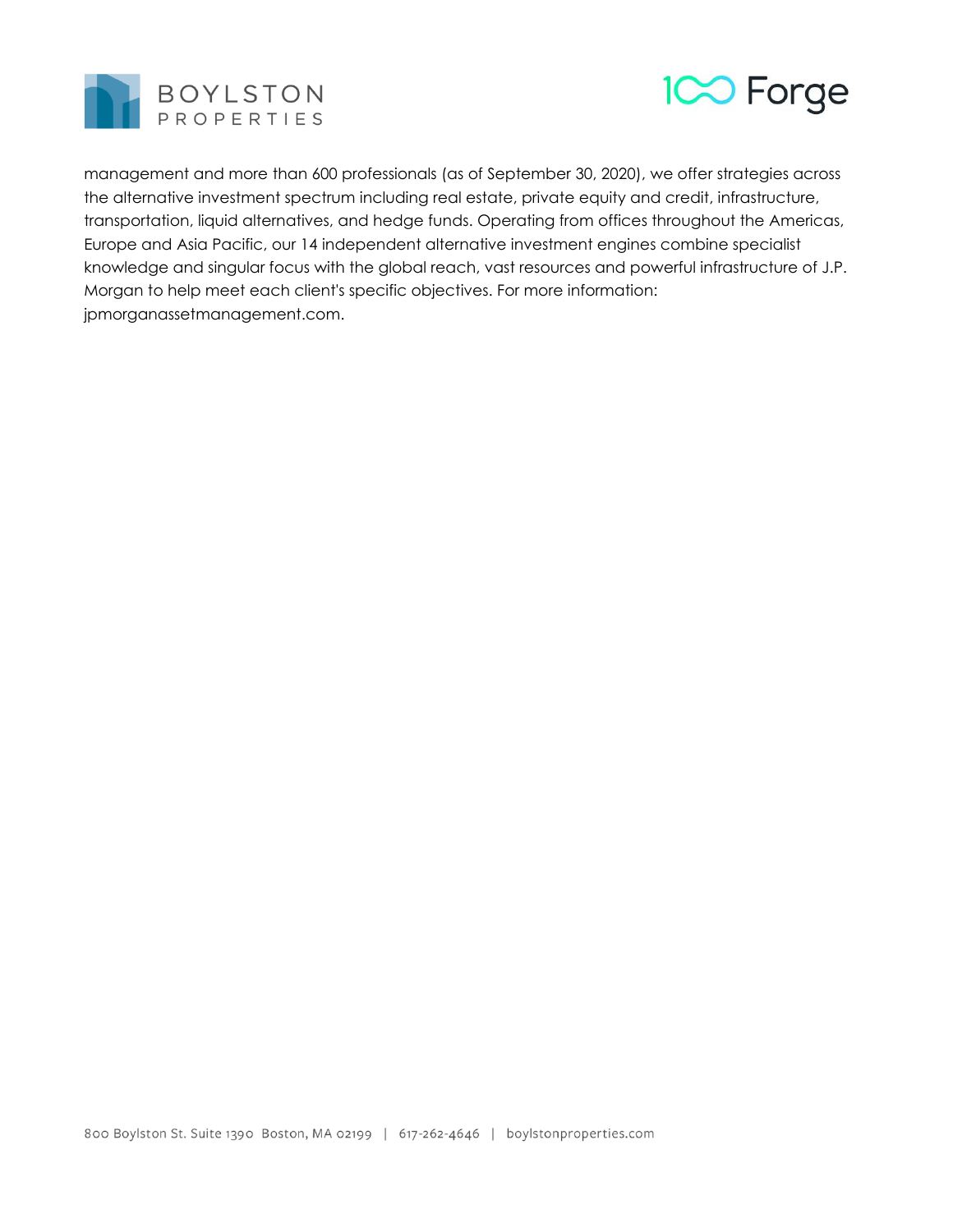management and more than 600 professionals (as of September 30, 2020), we offer strategies across the alternative investment spectrum including real estate, private equity and credit, infrastructure, transportation, liquid alternatives, and hedge funds. Operating from offices throughout the Americas, Europe and Asia Pacific, our 14 independent alternative investment engines combine specialist knowledge and singular focus with the global reach, vast resources and powerful infrastructure of J.P. Morgan to help meet each client's specific objectives. For more information: jpmorganassetmanagement.com.